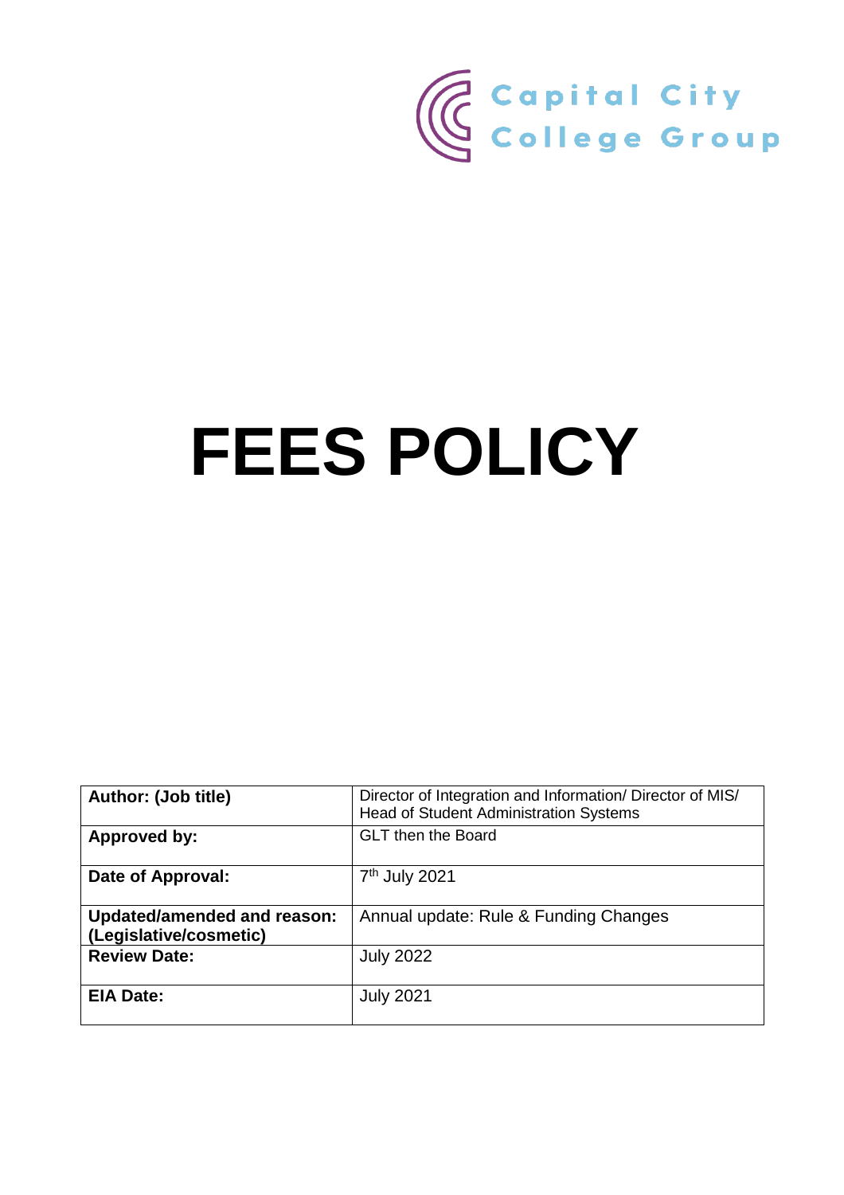Capital City College Group

# FEES POLICY

| **Author: (Job title)** | Director of Integration and Information/ Director of MIS/ Head of Student Administration Systems |
|---|---|
| **Approved by:** | GLT then the Board |
| **Date of Approval:** | 7th July 2021 |
| **Updated/amended and reason: (Legislative/cosmetic)** | Annual update: Rule & Funding Changes |
| **Review Date:** | July 2022 |
| **EIA Date:** | July 2021 |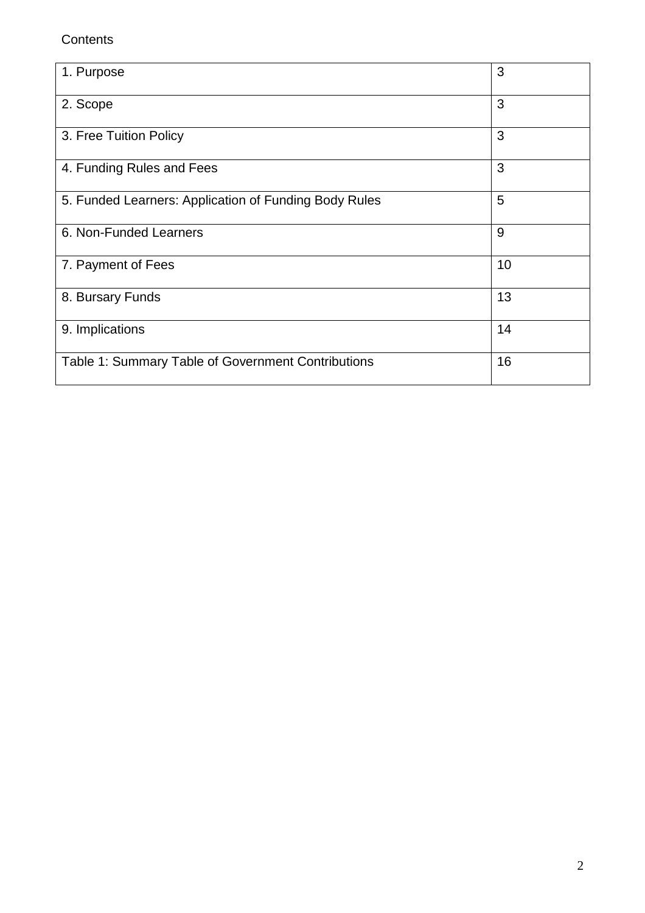Contents

| 1. Purpose | 3 |
|---|---|
| 2. Scope | 3 |
| 3. Free Tuition Policy | 3 |
| 4. Funding Rules and Fees | 3 |
| 5. Funded Learners: Application of Funding Body Rules | 5 |
| 6. Non-Funded Learners | 9 |
| 7. Payment of Fees | 10 |
| 8. Bursary Funds | 13 |
| 9. Implications | 14 |
| Table 1: Summary Table of Government Contributions | 16 |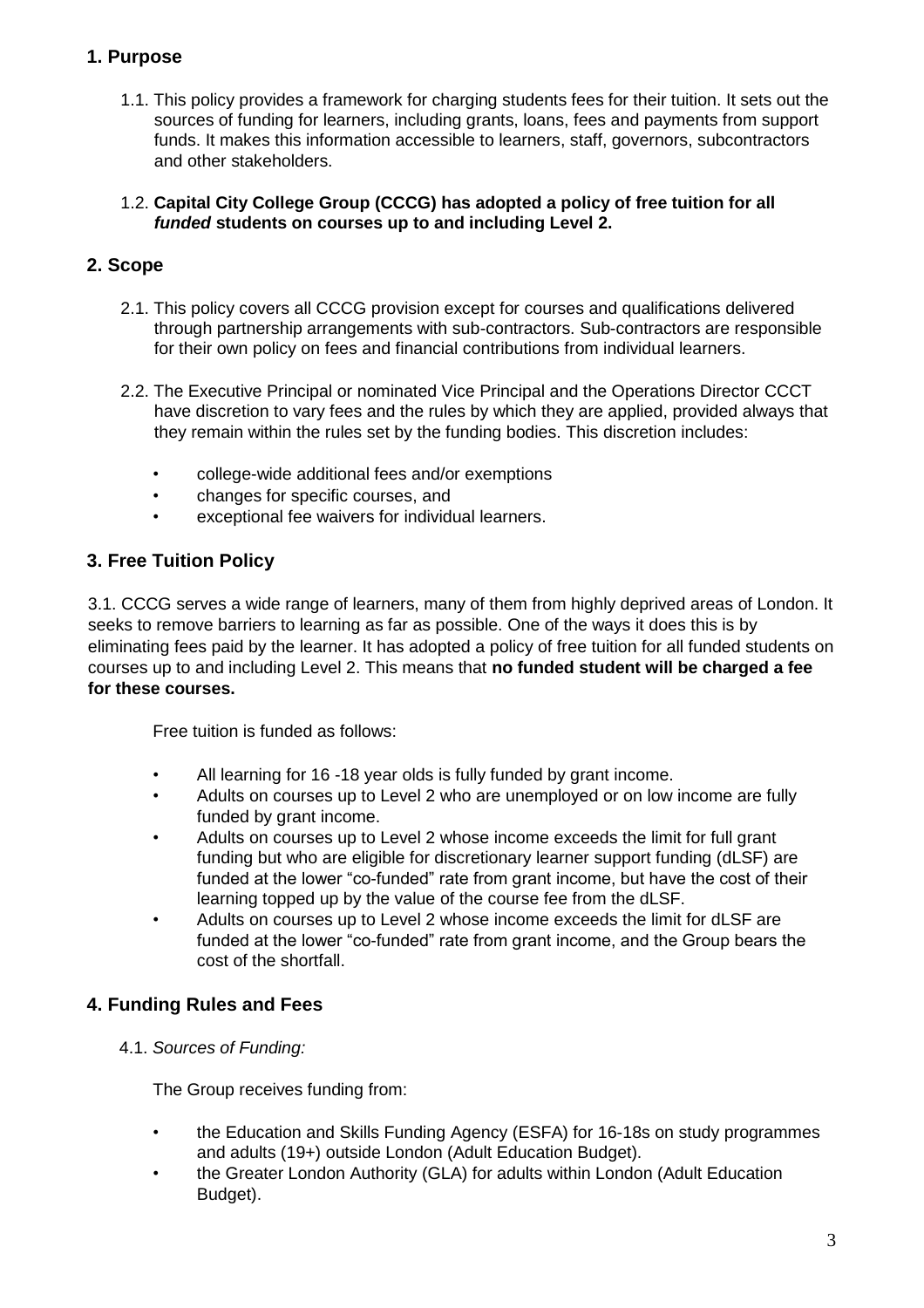## 1. Purpose

1.1. This policy provides a framework for charging students fees for their tuition. It sets out the sources of funding for learners, including grants, loans, fees and payments from support funds. It makes this information accessible to learners, staff, governors, subcontractors and other stakeholders.

1.2. **Capital City College Group (CCCG) has adopted a policy of free tuition for all *funded* students on courses up to and including Level 2.**

## 2. Scope

2.1. This policy covers all CCCG provision except for courses and qualifications delivered through partnership arrangements with sub-contractors. Sub-contractors are responsible for their own policy on fees and financial contributions from individual learners.

2.2. The Executive Principal or nominated Vice Principal and the Operations Director CCCT have discretion to vary fees and the rules by which they are applied, provided always that they remain within the rules set by the funding bodies. This discretion includes:

- college-wide additional fees and/or exemptions
- changes for specific courses, and
- exceptional fee waivers for individual learners.

## 3. Free Tuition Policy

3.1. CCCG serves a wide range of learners, many of them from highly deprived areas of London. It seeks to remove barriers to learning as far as possible. One of the ways it does this is by eliminating fees paid by the learner. It has adopted a policy of free tuition for all funded students on courses up to and including Level 2. This means that **no funded student will be charged a fee for these courses.**

Free tuition is funded as follows:

- All learning for 16 -18 year olds is fully funded by grant income.
- Adults on courses up to Level 2 who are unemployed or on low income are fully funded by grant income.
- Adults on courses up to Level 2 whose income exceeds the limit for full grant funding but who are eligible for discretionary learner support funding (dLSF) are funded at the lower "co-funded" rate from grant income, but have the cost of their learning topped up by the value of the course fee from the dLSF.
- Adults on courses up to Level 2 whose income exceeds the limit for dLSF are funded at the lower "co-funded" rate from grant income, and the Group bears the cost of the shortfall.

## 4. Funding Rules and Fees

4.1. *Sources of Funding:*

The Group receives funding from:

- the Education and Skills Funding Agency (ESFA) for 16-18s on study programmes and adults (19+) outside London (Adult Education Budget).
- the Greater London Authority (GLA) for adults within London (Adult Education Budget).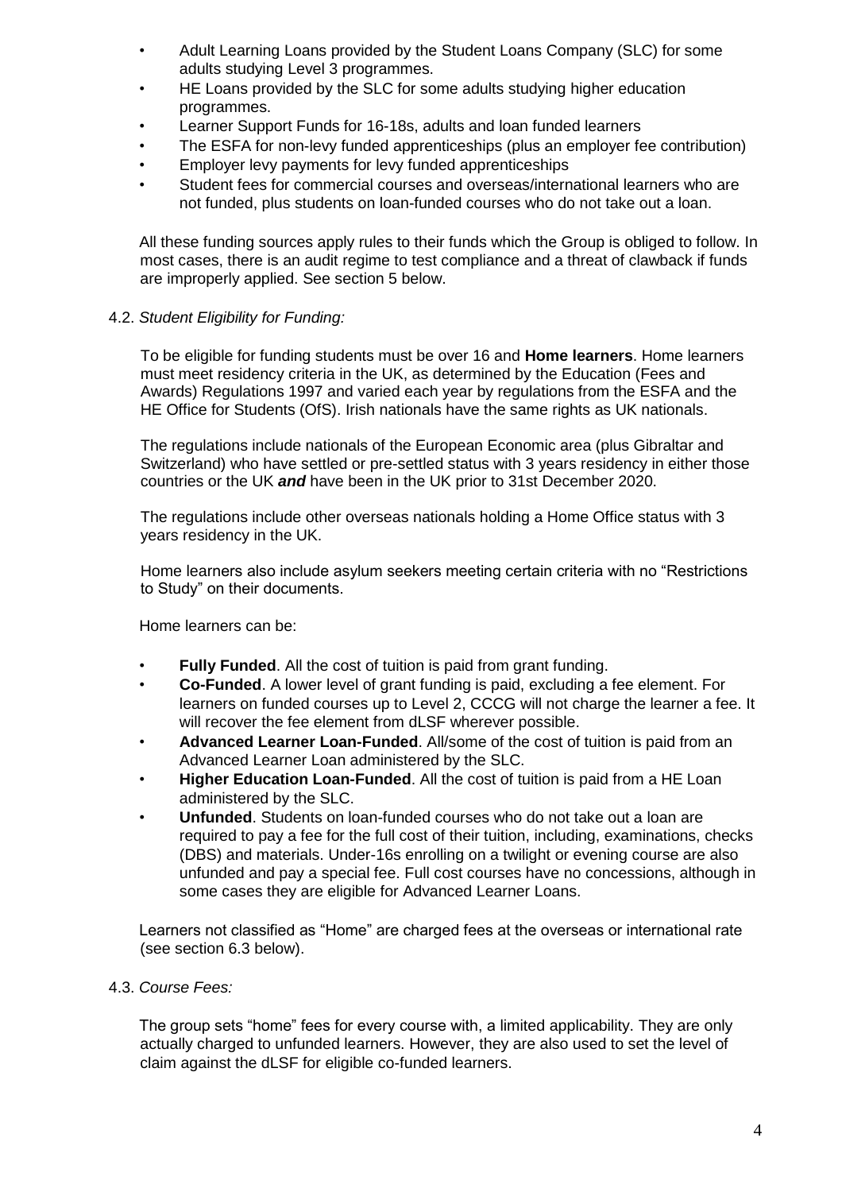- Adult Learning Loans provided by the Student Loans Company (SLC) for some adults studying Level 3 programmes.
- HE Loans provided by the SLC for some adults studying higher education programmes.
- Learner Support Funds for 16-18s, adults and loan funded learners
- The ESFA for non-levy funded apprenticeships (plus an employer fee contribution)
- Employer levy payments for levy funded apprenticeships
- Student fees for commercial courses and overseas/international learners who are not funded, plus students on loan-funded courses who do not take out a loan.

All these funding sources apply rules to their funds which the Group is obliged to follow. In most cases, there is an audit regime to test compliance and a threat of clawback if funds are improperly applied. See section 5 below.

4.2. *Student Eligibility for Funding:*

To be eligible for funding students must be over 16 and **Home learners**. Home learners must meet residency criteria in the UK, as determined by the Education (Fees and Awards) Regulations 1997 and varied each year by regulations from the ESFA and the HE Office for Students (OfS). Irish nationals have the same rights as UK nationals.

The regulations include nationals of the European Economic area (plus Gibraltar and Switzerland) who have settled or pre-settled status with 3 years residency in either those countries or the UK ***and*** have been in the UK prior to 31st December 2020.

The regulations include other overseas nationals holding a Home Office status with 3 years residency in the UK.

Home learners also include asylum seekers meeting certain criteria with no "Restrictions to Study" on their documents.

Home learners can be:

- **Fully Funded**. All the cost of tuition is paid from grant funding.
- **Co-Funded**. A lower level of grant funding is paid, excluding a fee element. For learners on funded courses up to Level 2, CCCG will not charge the learner a fee. It will recover the fee element from dLSF wherever possible.
- **Advanced Learner Loan-Funded**. All/some of the cost of tuition is paid from an Advanced Learner Loan administered by the SLC.
- **Higher Education Loan-Funded**. All the cost of tuition is paid from a HE Loan administered by the SLC.
- **Unfunded**. Students on loan-funded courses who do not take out a loan are required to pay a fee for the full cost of their tuition, including, examinations, checks (DBS) and materials. Under-16s enrolling on a twilight or evening course are also unfunded and pay a special fee. Full cost courses have no concessions, although in some cases they are eligible for Advanced Learner Loans.

Learners not classified as "Home" are charged fees at the overseas or international rate (see section 6.3 below).

4.3. *Course Fees:*

The group sets "home" fees for every course with, a limited applicability. They are only actually charged to unfunded learners. However, they are also used to set the level of claim against the dLSF for eligible co-funded learners.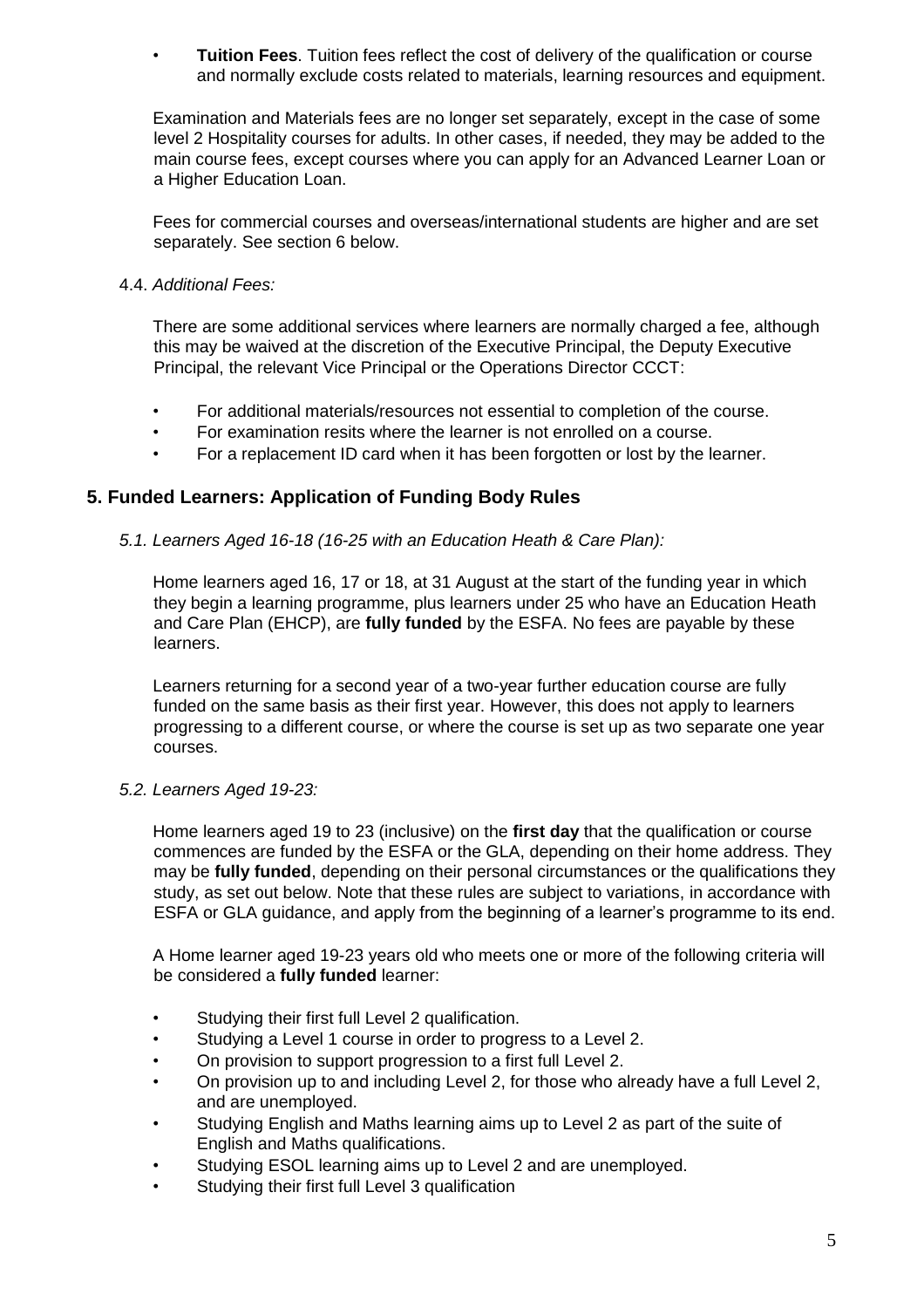- **Tuition Fees**. Tuition fees reflect the cost of delivery of the qualification or course and normally exclude costs related to materials, learning resources and equipment.

Examination and Materials fees are no longer set separately, except in the case of some level 2 Hospitality courses for adults. In other cases, if needed, they may be added to the main course fees, except courses where you can apply for an Advanced Learner Loan or a Higher Education Loan.

Fees for commercial courses and overseas/international students are higher and are set separately. See section 6 below.

4.4. *Additional Fees:*

There are some additional services where learners are normally charged a fee, although this may be waived at the discretion of the Executive Principal, the Deputy Executive Principal, the relevant Vice Principal or the Operations Director CCCT:

- For additional materials/resources not essential to completion of the course.
- For examination resits where the learner is not enrolled on a course.
- For a replacement ID card when it has been forgotten or lost by the learner.

## 5. Funded Learners: Application of Funding Body Rules

*5.1. Learners Aged 16-18 (16-25 with an Education Heath & Care Plan):*

Home learners aged 16, 17 or 18, at 31 August at the start of the funding year in which they begin a learning programme, plus learners under 25 who have an Education Heath and Care Plan (EHCP), are **fully funded** by the ESFA. No fees are payable by these learners.

Learners returning for a second year of a two-year further education course are fully funded on the same basis as their first year. However, this does not apply to learners progressing to a different course, or where the course is set up as two separate one year courses.

*5.2. Learners Aged 19-23:*

Home learners aged 19 to 23 (inclusive) on the **first day** that the qualification or course commences are funded by the ESFA or the GLA, depending on their home address. They may be **fully funded**, depending on their personal circumstances or the qualifications they study, as set out below. Note that these rules are subject to variations, in accordance with ESFA or GLA guidance, and apply from the beginning of a learner's programme to its end.

A Home learner aged 19-23 years old who meets one or more of the following criteria will be considered a **fully funded** learner:

- Studying their first full Level 2 qualification.
- Studying a Level 1 course in order to progress to a Level 2.
- On provision to support progression to a first full Level 2.
- On provision up to and including Level 2, for those who already have a full Level 2, and are unemployed.
- Studying English and Maths learning aims up to Level 2 as part of the suite of English and Maths qualifications.
- Studying ESOL learning aims up to Level 2 and are unemployed.
- Studying their first full Level 3 qualification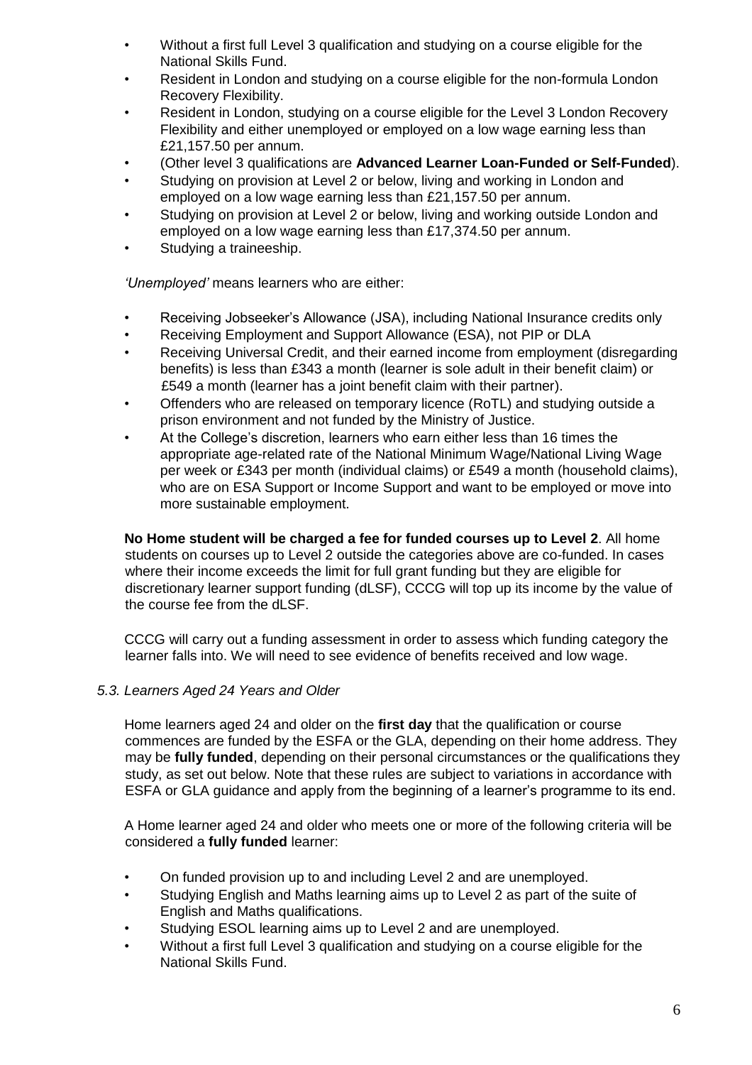- Without a first full Level 3 qualification and studying on a course eligible for the National Skills Fund.
- Resident in London and studying on a course eligible for the non-formula London Recovery Flexibility.
- Resident in London, studying on a course eligible for the Level 3 London Recovery Flexibility and either unemployed or employed on a low wage earning less than £21,157.50 per annum.
- (Other level 3 qualifications are **Advanced Learner Loan-Funded or Self-Funded**).
- Studying on provision at Level 2 or below, living and working in London and employed on a low wage earning less than £21,157.50 per annum.
- Studying on provision at Level 2 or below, living and working outside London and employed on a low wage earning less than £17,374.50 per annum.
- Studying a traineeship.

*'Unemployed'* means learners who are either:

- Receiving Jobseeker's Allowance (JSA), including National Insurance credits only
- Receiving Employment and Support Allowance (ESA), not PIP or DLA
- Receiving Universal Credit, and their earned income from employment (disregarding benefits) is less than £343 a month (learner is sole adult in their benefit claim) or £549 a month (learner has a joint benefit claim with their partner).
- Offenders who are released on temporary licence (RoTL) and studying outside a prison environment and not funded by the Ministry of Justice.
- At the College's discretion, learners who earn either less than 16 times the appropriate age-related rate of the National Minimum Wage/National Living Wage per week or £343 per month (individual claims) or £549 a month (household claims), who are on ESA Support or Income Support and want to be employed or move into more sustainable employment.

**No Home student will be charged a fee for funded courses up to Level 2**. All home students on courses up to Level 2 outside the categories above are co-funded. In cases where their income exceeds the limit for full grant funding but they are eligible for discretionary learner support funding (dLSF), CCCG will top up its income by the value of the course fee from the dLSF.

CCCG will carry out a funding assessment in order to assess which funding category the learner falls into. We will need to see evidence of benefits received and low wage.

### *5.3. Learners Aged 24 Years and Older*

Home learners aged 24 and older on the **first day** that the qualification or course commences are funded by the ESFA or the GLA, depending on their home address. They may be **fully funded**, depending on their personal circumstances or the qualifications they study, as set out below. Note that these rules are subject to variations in accordance with ESFA or GLA guidance and apply from the beginning of a learner's programme to its end.

A Home learner aged 24 and older who meets one or more of the following criteria will be considered a **fully funded** learner:

- On funded provision up to and including Level 2 and are unemployed.
- Studying English and Maths learning aims up to Level 2 as part of the suite of English and Maths qualifications.
- Studying ESOL learning aims up to Level 2 and are unemployed.
- Without a first full Level 3 qualification and studying on a course eligible for the National Skills Fund.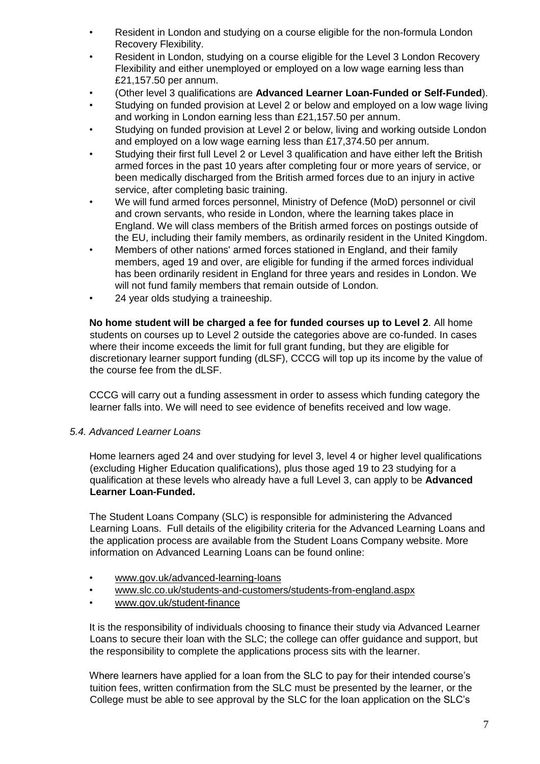- Resident in London and studying on a course eligible for the non-formula London Recovery Flexibility.
- Resident in London, studying on a course eligible for the Level 3 London Recovery Flexibility and either unemployed or employed on a low wage earning less than £21,157.50 per annum.
- (Other level 3 qualifications are **Advanced Learner Loan-Funded or Self-Funded**).
- Studying on funded provision at Level 2 or below and employed on a low wage living and working in London earning less than £21,157.50 per annum.
- Studying on funded provision at Level 2 or below, living and working outside London and employed on a low wage earning less than £17,374.50 per annum.
- Studying their first full Level 2 or Level 3 qualification and have either left the British armed forces in the past 10 years after completing four or more years of service, or been medically discharged from the British armed forces due to an injury in active service, after completing basic training.
- We will fund armed forces personnel, Ministry of Defence (MoD) personnel or civil and crown servants, who reside in London, where the learning takes place in England. We will class members of the British armed forces on postings outside of the EU, including their family members, as ordinarily resident in the United Kingdom.
- Members of other nations' armed forces stationed in England, and their family members, aged 19 and over, are eligible for funding if the armed forces individual has been ordinarily resident in England for three years and resides in London. We will not fund family members that remain outside of London.
- 24 year olds studying a traineeship.

**No home student will be charged a fee for funded courses up to Level 2**. All home students on courses up to Level 2 outside the categories above are co-funded. In cases where their income exceeds the limit for full grant funding, but they are eligible for discretionary learner support funding (dLSF), CCCG will top up its income by the value of the course fee from the dLSF.

CCCG will carry out a funding assessment in order to assess which funding category the learner falls into. We will need to see evidence of benefits received and low wage.

### *5.4. Advanced Learner Loans*

Home learners aged 24 and over studying for level 3, level 4 or higher level qualifications (excluding Higher Education qualifications), plus those aged 19 to 23 studying for a qualification at these levels who already have a full Level 3, can apply to be **Advanced Learner Loan-Funded.**

The Student Loans Company (SLC) is responsible for administering the Advanced Learning Loans. Full details of the eligibility criteria for the Advanced Learning Loans and the application process are available from the Student Loans Company website. More information on Advanced Learning Loans can be found online:

- www.gov.uk/advanced-learning-loans
- www.slc.co.uk/students-and-customers/students-from-england.aspx
- www.gov.uk/student-finance

It is the responsibility of individuals choosing to finance their study via Advanced Learner Loans to secure their loan with the SLC; the college can offer guidance and support, but the responsibility to complete the applications process sits with the learner.

Where learners have applied for a loan from the SLC to pay for their intended course's tuition fees, written confirmation from the SLC must be presented by the learner, or the College must be able to see approval by the SLC for the loan application on the SLC's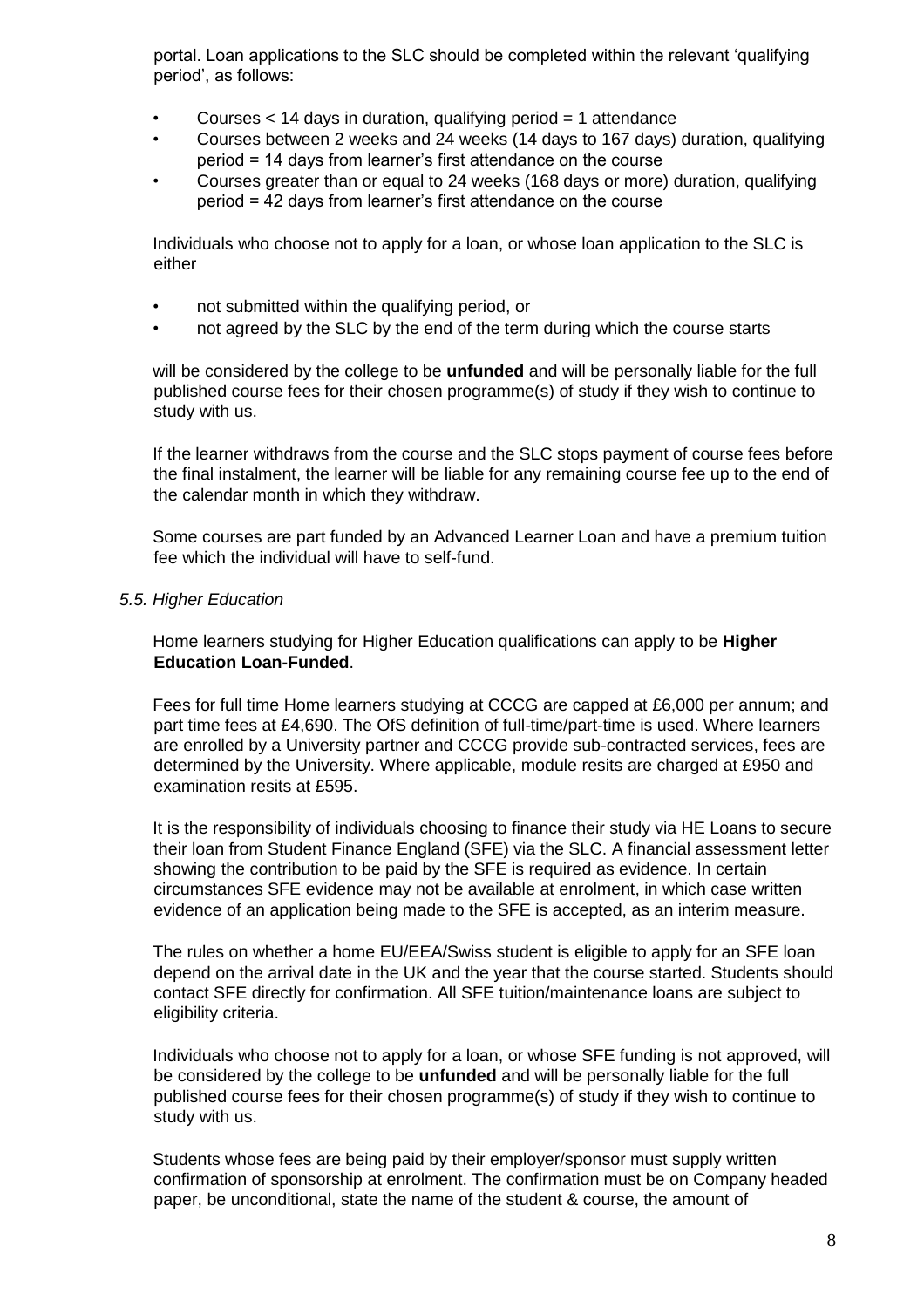portal. Loan applications to the SLC should be completed within the relevant 'qualifying period', as follows:

- Courses < 14 days in duration, qualifying period = 1 attendance
- Courses between 2 weeks and 24 weeks (14 days to 167 days) duration, qualifying period = 14 days from learner's first attendance on the course
- Courses greater than or equal to 24 weeks (168 days or more) duration, qualifying period = 42 days from learner's first attendance on the course

Individuals who choose not to apply for a loan, or whose loan application to the SLC is either

- not submitted within the qualifying period, or
- not agreed by the SLC by the end of the term during which the course starts

will be considered by the college to be **unfunded** and will be personally liable for the full published course fees for their chosen programme(s) of study if they wish to continue to study with us.

If the learner withdraws from the course and the SLC stops payment of course fees before the final instalment, the learner will be liable for any remaining course fee up to the end of the calendar month in which they withdraw.

Some courses are part funded by an Advanced Learner Loan and have a premium tuition fee which the individual will have to self-fund.

*5.5. Higher Education*

Home learners studying for Higher Education qualifications can apply to be **Higher Education Loan-Funded**.

Fees for full time Home learners studying at CCCG are capped at £6,000 per annum; and part time fees at £4,690. The OfS definition of full-time/part-time is used. Where learners are enrolled by a University partner and CCCG provide sub-contracted services, fees are determined by the University. Where applicable, module resits are charged at £950 and examination resits at £595.

It is the responsibility of individuals choosing to finance their study via HE Loans to secure their loan from Student Finance England (SFE) via the SLC. A financial assessment letter showing the contribution to be paid by the SFE is required as evidence. In certain circumstances SFE evidence may not be available at enrolment, in which case written evidence of an application being made to the SFE is accepted, as an interim measure.

The rules on whether a home EU/EEA/Swiss student is eligible to apply for an SFE loan depend on the arrival date in the UK and the year that the course started. Students should contact SFE directly for confirmation. All SFE tuition/maintenance loans are subject to eligibility criteria.

Individuals who choose not to apply for a loan, or whose SFE funding is not approved, will be considered by the college to be **unfunded** and will be personally liable for the full published course fees for their chosen programme(s) of study if they wish to continue to study with us.

Students whose fees are being paid by their employer/sponsor must supply written confirmation of sponsorship at enrolment. The confirmation must be on Company headed paper, be unconditional, state the name of the student & course, the amount of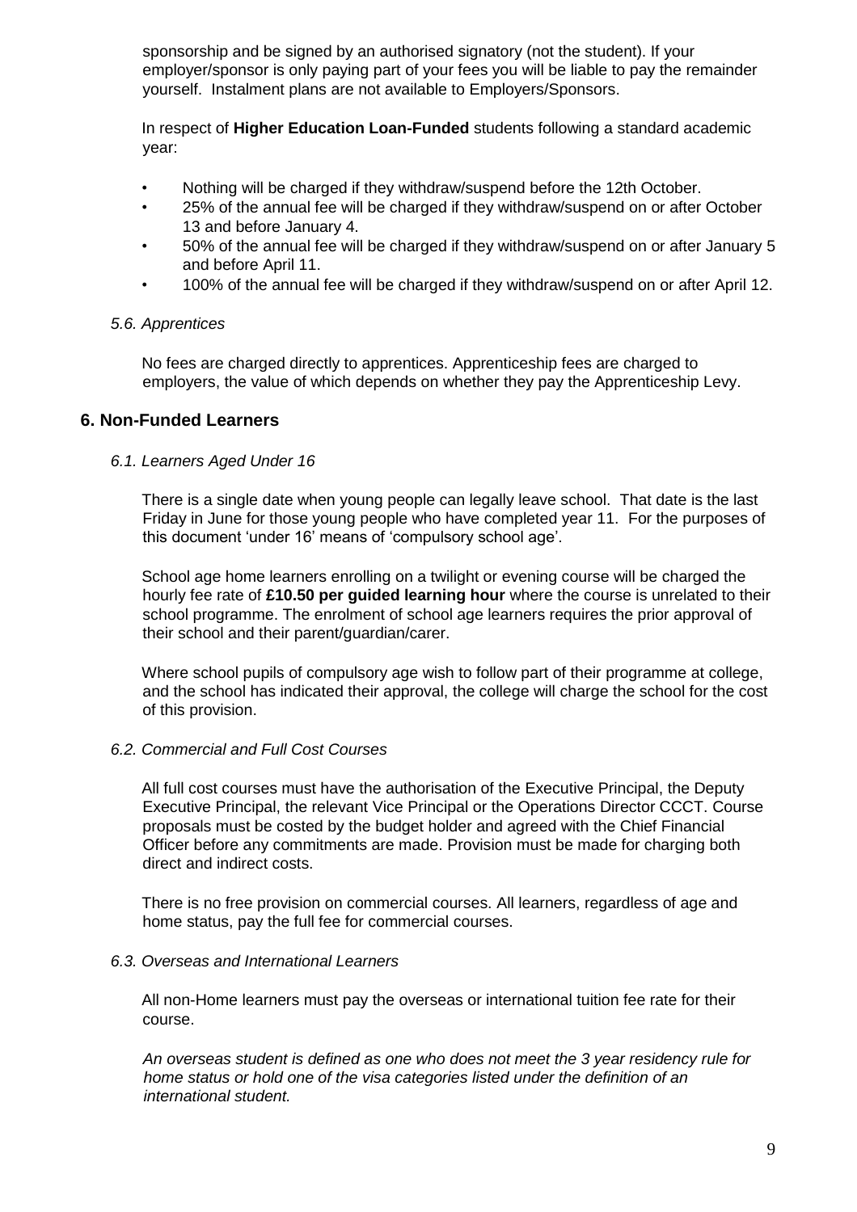sponsorship and be signed by an authorised signatory (not the student). If your employer/sponsor is only paying part of your fees you will be liable to pay the remainder yourself. Instalment plans are not available to Employers/Sponsors.

In respect of **Higher Education Loan-Funded** students following a standard academic year:

- Nothing will be charged if they withdraw/suspend before the 12th October.
- 25% of the annual fee will be charged if they withdraw/suspend on or after October 13 and before January 4.
- 50% of the annual fee will be charged if they withdraw/suspend on or after January 5 and before April 11.
- 100% of the annual fee will be charged if they withdraw/suspend on or after April 12.

### *5.6. Apprentices*

No fees are charged directly to apprentices. Apprenticeship fees are charged to employers, the value of which depends on whether they pay the Apprenticeship Levy.

## 6. Non-Funded Learners

### *6.1. Learners Aged Under 16*

There is a single date when young people can legally leave school. That date is the last Friday in June for those young people who have completed year 11. For the purposes of this document 'under 16' means of 'compulsory school age'.

School age home learners enrolling on a twilight or evening course will be charged the hourly fee rate of **£10.50 per guided learning hour** where the course is unrelated to their school programme. The enrolment of school age learners requires the prior approval of their school and their parent/guardian/carer.

Where school pupils of compulsory age wish to follow part of their programme at college, and the school has indicated their approval, the college will charge the school for the cost of this provision.

### *6.2. Commercial and Full Cost Courses*

All full cost courses must have the authorisation of the Executive Principal, the Deputy Executive Principal, the relevant Vice Principal or the Operations Director CCCT. Course proposals must be costed by the budget holder and agreed with the Chief Financial Officer before any commitments are made. Provision must be made for charging both direct and indirect costs.

There is no free provision on commercial courses. All learners, regardless of age and home status, pay the full fee for commercial courses.

### *6.3. Overseas and International Learners*

All non-Home learners must pay the overseas or international tuition fee rate for their course.

*An overseas student is defined as one who does not meet the 3 year residency rule for home status or hold one of the visa categories listed under the definition of an international student.*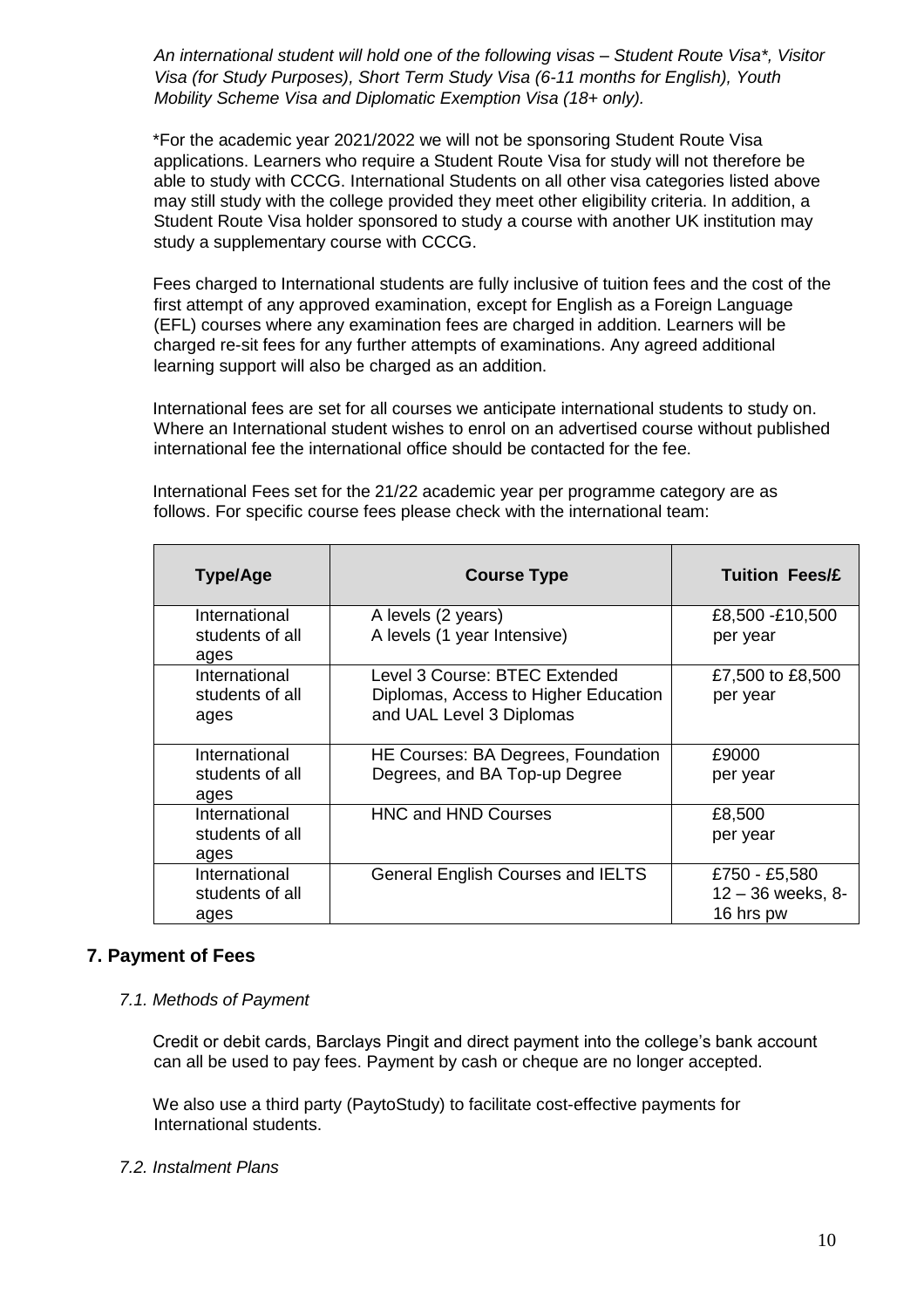*An international student will hold one of the following visas – Student Route Visa\*, Visitor Visa (for Study Purposes), Short Term Study Visa (6-11 months for English), Youth Mobility Scheme Visa and Diplomatic Exemption Visa (18+ only).*

*For the academic year 2021/2022 we will not be sponsoring Student Route Visa applications. Learners who require a Student Route Visa for study will not therefore be able to study with CCCG. International Students on all other visa categories listed above may still study with the college provided they meet other eligibility criteria. In addition, a Student Route Visa holder sponsored to study a course with another UK institution may study a supplementary course with CCCG.

Fees charged to International students are fully inclusive of tuition fees and the cost of the first attempt of any approved examination, except for English as a Foreign Language (EFL) courses where any examination fees are charged in addition. Learners will be charged re-sit fees for any further attempts of examinations. Any agreed additional learning support will also be charged as an addition.

International fees are set for all courses we anticipate international students to study on. Where an International student wishes to enrol on an advertised course without published international fee the international office should be contacted for the fee.

International Fees set for the 21/22 academic year per programme category are as follows. For specific course fees please check with the international team:

| Type/Age | Course Type | Tuition Fees/£ |
|---|---|---|
| International students of all ages | A levels (2 years)<br>A levels (1 year Intensive) | £8,500 -£10,500 per year |
| International students of all ages | Level 3 Course: BTEC Extended Diplomas, Access to Higher Education and UAL Level 3 Diplomas | £7,500 to £8,500 per year |
| International students of all ages | HE Courses: BA Degrees, Foundation Degrees, and BA Top-up Degree | £9000 per year |
| International students of all ages | HNC and HND Courses | £8,500 per year |
| International students of all ages | General English Courses and IELTS | £750 - £5,580 12 – 36 weeks, 8-16 hrs pw |

## 7. Payment of Fees

### *7.1. Methods of Payment*

Credit or debit cards, Barclays Pingit and direct payment into the college's bank account can all be used to pay fees. Payment by cash or cheque are no longer accepted.

We also use a third party (PaytoStudy) to facilitate cost-effective payments for International students.

### *7.2. Instalment Plans*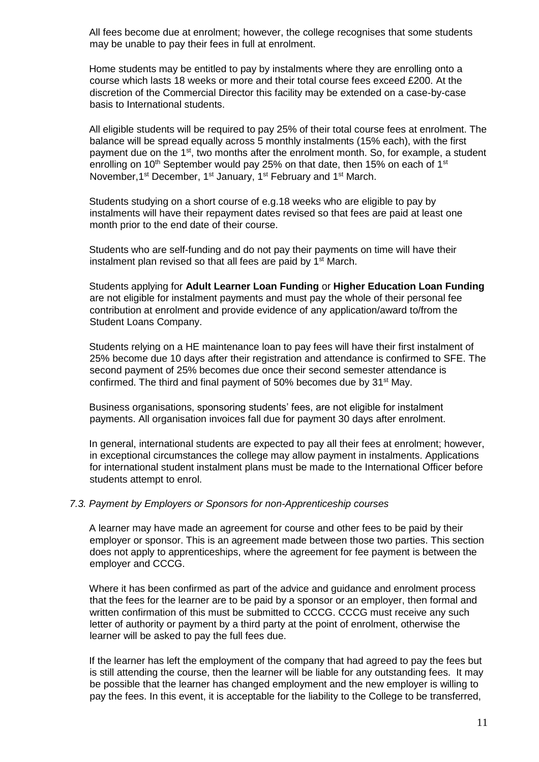All fees become due at enrolment; however, the college recognises that some students may be unable to pay their fees in full at enrolment.

Home students may be entitled to pay by instalments where they are enrolling onto a course which lasts 18 weeks or more and their total course fees exceed £200. At the discretion of the Commercial Director this facility may be extended on a case-by-case basis to International students.

All eligible students will be required to pay 25% of their total course fees at enrolment. The balance will be spread equally across 5 monthly instalments (15% each), with the first payment due on the 1st, two months after the enrolment month. So, for example, a student enrolling on 10th September would pay 25% on that date, then 15% on each of 1st November,1st December, 1st January, 1st February and 1st March.

Students studying on a short course of e.g.18 weeks who are eligible to pay by instalments will have their repayment dates revised so that fees are paid at least one month prior to the end date of their course.

Students who are self-funding and do not pay their payments on time will have their instalment plan revised so that all fees are paid by 1st March.

Students applying for **Adult Learner Loan Funding** or **Higher Education Loan Funding** are not eligible for instalment payments and must pay the whole of their personal fee contribution at enrolment and provide evidence of any application/award to/from the Student Loans Company.

Students relying on a HE maintenance loan to pay fees will have their first instalment of 25% become due 10 days after their registration and attendance is confirmed to SFE. The second payment of 25% becomes due once their second semester attendance is confirmed. The third and final payment of 50% becomes due by 31st May.

Business organisations, sponsoring students' fees, are not eligible for instalment payments. All organisation invoices fall due for payment 30 days after enrolment.

In general, international students are expected to pay all their fees at enrolment; however, in exceptional circumstances the college may allow payment in instalments. Applications for international student instalment plans must be made to the International Officer before students attempt to enrol.

### *7.3. Payment by Employers or Sponsors for non-Apprenticeship courses*

A learner may have made an agreement for course and other fees to be paid by their employer or sponsor. This is an agreement made between those two parties. This section does not apply to apprenticeships, where the agreement for fee payment is between the employer and CCCG.

Where it has been confirmed as part of the advice and guidance and enrolment process that the fees for the learner are to be paid by a sponsor or an employer, then formal and written confirmation of this must be submitted to CCCG. CCCG must receive any such letter of authority or payment by a third party at the point of enrolment, otherwise the learner will be asked to pay the full fees due.

If the learner has left the employment of the company that had agreed to pay the fees but is still attending the course, then the learner will be liable for any outstanding fees. It may be possible that the learner has changed employment and the new employer is willing to pay the fees. In this event, it is acceptable for the liability to the College to be transferred,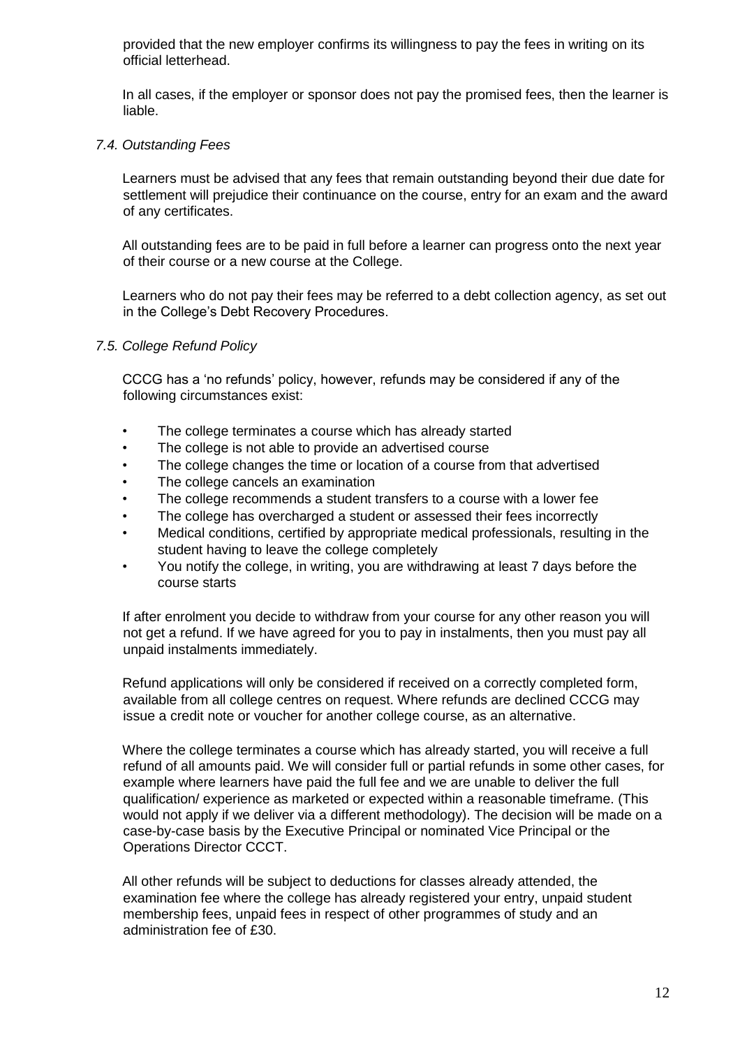provided that the new employer confirms its willingness to pay the fees in writing on its official letterhead.

In all cases, if the employer or sponsor does not pay the promised fees, then the learner is liable.

*7.4. Outstanding Fees*

Learners must be advised that any fees that remain outstanding beyond their due date for settlement will prejudice their continuance on the course, entry for an exam and the award of any certificates.

All outstanding fees are to be paid in full before a learner can progress onto the next year of their course or a new course at the College.

Learners who do not pay their fees may be referred to a debt collection agency, as set out in the College's Debt Recovery Procedures.

*7.5. College Refund Policy*

CCCG has a 'no refunds' policy, however, refunds may be considered if any of the following circumstances exist:

- The college terminates a course which has already started
- The college is not able to provide an advertised course
- The college changes the time or location of a course from that advertised
- The college cancels an examination
- The college recommends a student transfers to a course with a lower fee
- The college has overcharged a student or assessed their fees incorrectly
- Medical conditions, certified by appropriate medical professionals, resulting in the student having to leave the college completely
- You notify the college, in writing, you are withdrawing at least 7 days before the course starts

If after enrolment you decide to withdraw from your course for any other reason you will not get a refund. If we have agreed for you to pay in instalments, then you must pay all unpaid instalments immediately.

Refund applications will only be considered if received on a correctly completed form, available from all college centres on request. Where refunds are declined CCCG may issue a credit note or voucher for another college course, as an alternative.

Where the college terminates a course which has already started, you will receive a full refund of all amounts paid. We will consider full or partial refunds in some other cases, for example where learners have paid the full fee and we are unable to deliver the full qualification/ experience as marketed or expected within a reasonable timeframe. (This would not apply if we deliver via a different methodology). The decision will be made on a case-by-case basis by the Executive Principal or nominated Vice Principal or the Operations Director CCCT.

All other refunds will be subject to deductions for classes already attended, the examination fee where the college has already registered your entry, unpaid student membership fees, unpaid fees in respect of other programmes of study and an administration fee of £30.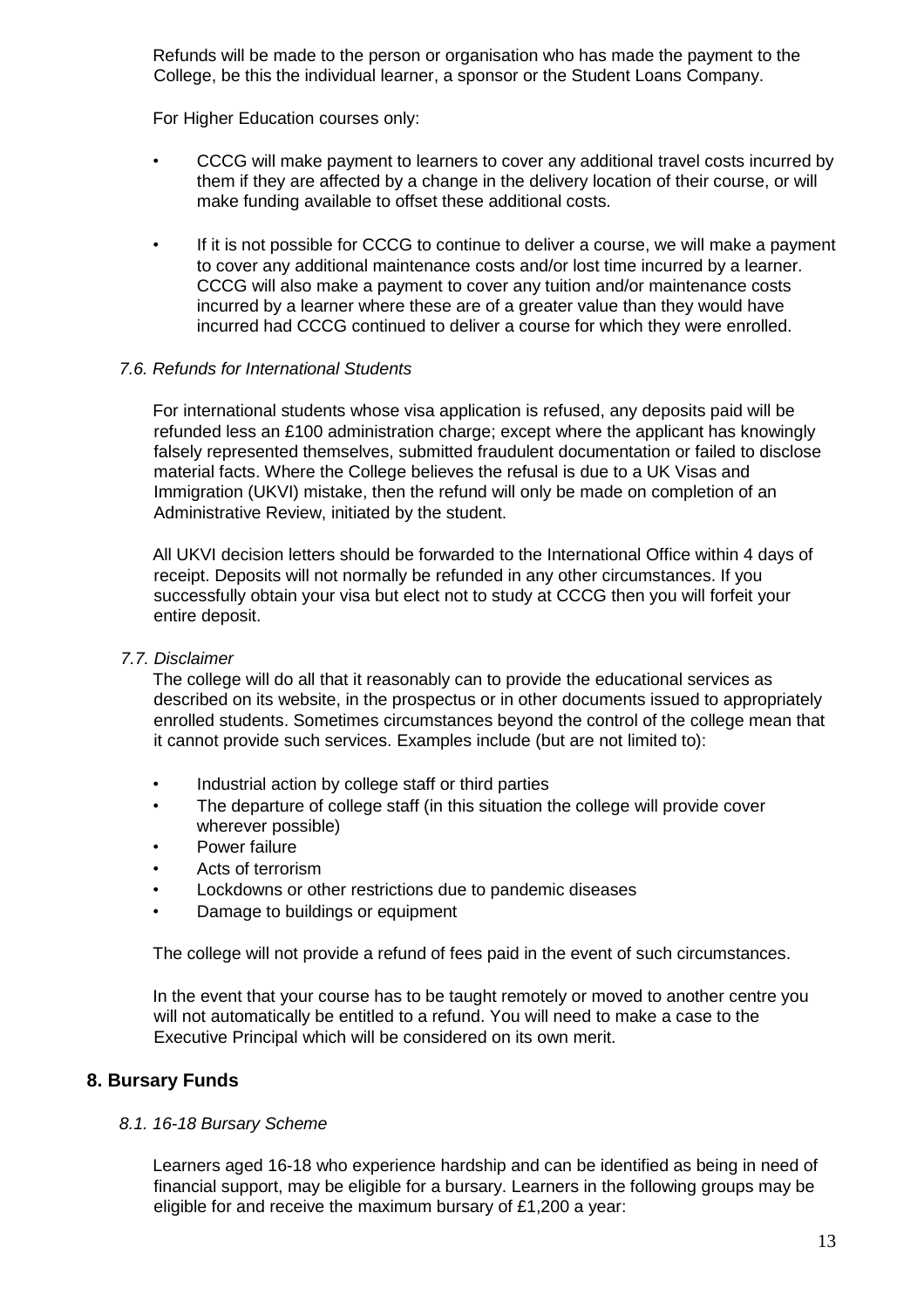Refunds will be made to the person or organisation who has made the payment to the College, be this the individual learner, a sponsor or the Student Loans Company.

For Higher Education courses only:

- CCCG will make payment to learners to cover any additional travel costs incurred by them if they are affected by a change in the delivery location of their course, or will make funding available to offset these additional costs.
- If it is not possible for CCCG to continue to deliver a course, we will make a payment to cover any additional maintenance costs and/or lost time incurred by a learner. CCCG will also make a payment to cover any tuition and/or maintenance costs incurred by a learner where these are of a greater value than they would have incurred had CCCG continued to deliver a course for which they were enrolled.

### *7.6. Refunds for International Students*

For international students whose visa application is refused, any deposits paid will be refunded less an £100 administration charge; except where the applicant has knowingly falsely represented themselves, submitted fraudulent documentation or failed to disclose material facts. Where the College believes the refusal is due to a UK Visas and Immigration (UKVI) mistake, then the refund will only be made on completion of an Administrative Review, initiated by the student.

All UKVI decision letters should be forwarded to the International Office within 4 days of receipt. Deposits will not normally be refunded in any other circumstances. If you successfully obtain your visa but elect not to study at CCCG then you will forfeit your entire deposit.

### *7.7. Disclaimer*

The college will do all that it reasonably can to provide the educational services as described on its website, in the prospectus or in other documents issued to appropriately enrolled students. Sometimes circumstances beyond the control of the college mean that it cannot provide such services. Examples include (but are not limited to):

- Industrial action by college staff or third parties
- The departure of college staff (in this situation the college will provide cover wherever possible)
- Power failure
- Acts of terrorism
- Lockdowns or other restrictions due to pandemic diseases
- Damage to buildings or equipment

The college will not provide a refund of fees paid in the event of such circumstances.

In the event that your course has to be taught remotely or moved to another centre you will not automatically be entitled to a refund. You will need to make a case to the Executive Principal which will be considered on its own merit.

## 8. Bursary Funds

### *8.1. 16-18 Bursary Scheme*

Learners aged 16-18 who experience hardship and can be identified as being in need of financial support, may be eligible for a bursary. Learners in the following groups may be eligible for and receive the maximum bursary of £1,200 a year: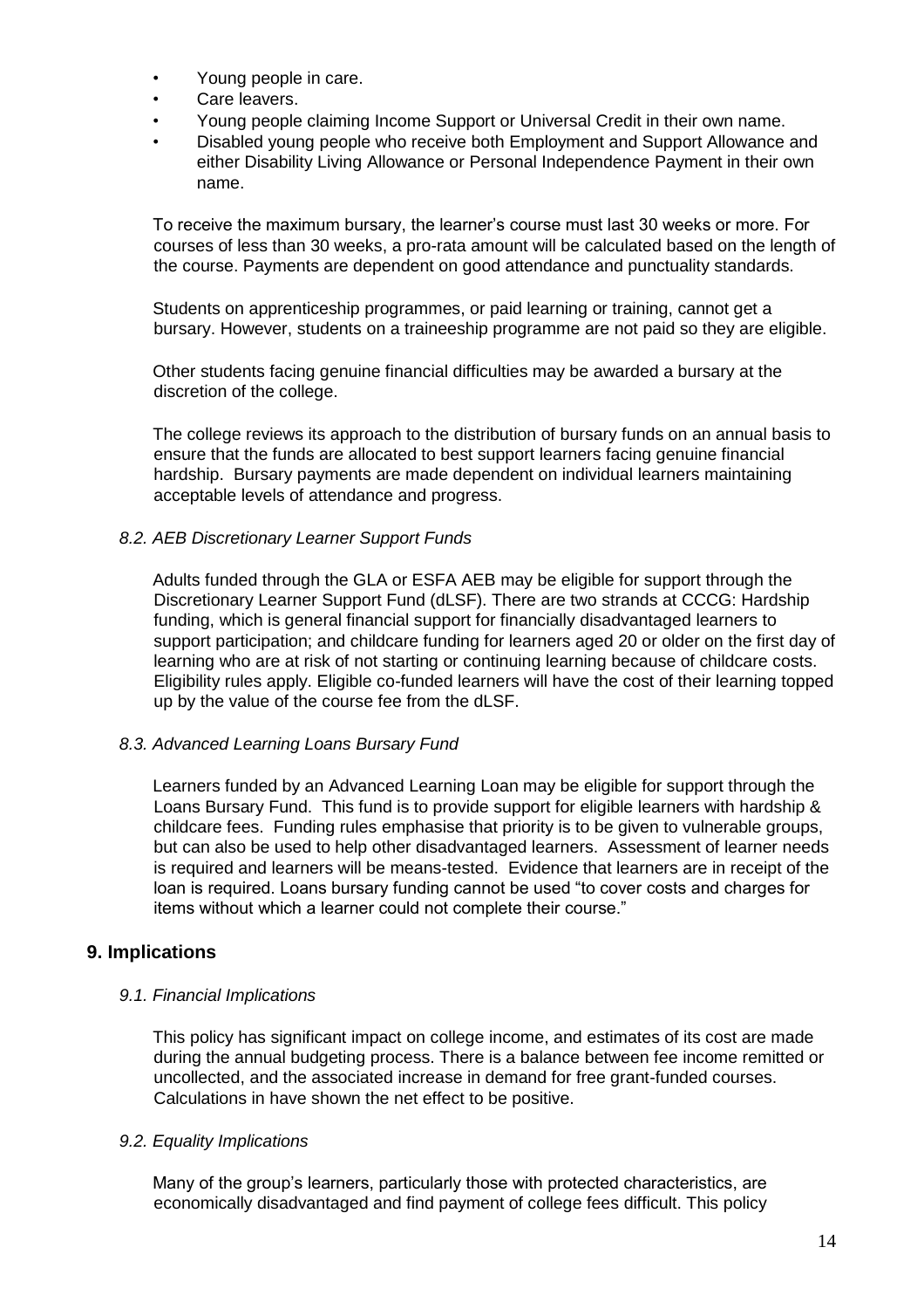- Young people in care.
- Care leavers.
- Young people claiming Income Support or Universal Credit in their own name.
- Disabled young people who receive both Employment and Support Allowance and either Disability Living Allowance or Personal Independence Payment in their own name.

To receive the maximum bursary, the learner's course must last 30 weeks or more. For courses of less than 30 weeks, a pro-rata amount will be calculated based on the length of the course. Payments are dependent on good attendance and punctuality standards.

Students on apprenticeship programmes, or paid learning or training, cannot get a bursary. However, students on a traineeship programme are not paid so they are eligible.

Other students facing genuine financial difficulties may be awarded a bursary at the discretion of the college.

The college reviews its approach to the distribution of bursary funds on an annual basis to ensure that the funds are allocated to best support learners facing genuine financial hardship. Bursary payments are made dependent on individual learners maintaining acceptable levels of attendance and progress.

### *8.2. AEB Discretionary Learner Support Funds*

Adults funded through the GLA or ESFA AEB may be eligible for support through the Discretionary Learner Support Fund (dLSF). There are two strands at CCCG: Hardship funding, which is general financial support for financially disadvantaged learners to support participation; and childcare funding for learners aged 20 or older on the first day of learning who are at risk of not starting or continuing learning because of childcare costs. Eligibility rules apply. Eligible co-funded learners will have the cost of their learning topped up by the value of the course fee from the dLSF.

### *8.3. Advanced Learning Loans Bursary Fund*

Learners funded by an Advanced Learning Loan may be eligible for support through the Loans Bursary Fund. This fund is to provide support for eligible learners with hardship & childcare fees. Funding rules emphasise that priority is to be given to vulnerable groups, but can also be used to help other disadvantaged learners. Assessment of learner needs is required and learners will be means-tested. Evidence that learners are in receipt of the loan is required. Loans bursary funding cannot be used "to cover costs and charges for items without which a learner could not complete their course."

## 9. Implications

### *9.1. Financial Implications*

This policy has significant impact on college income, and estimates of its cost are made during the annual budgeting process. There is a balance between fee income remitted or uncollected, and the associated increase in demand for free grant-funded courses. Calculations in have shown the net effect to be positive.

### *9.2. Equality Implications*

Many of the group's learners, particularly those with protected characteristics, are economically disadvantaged and find payment of college fees difficult. This policy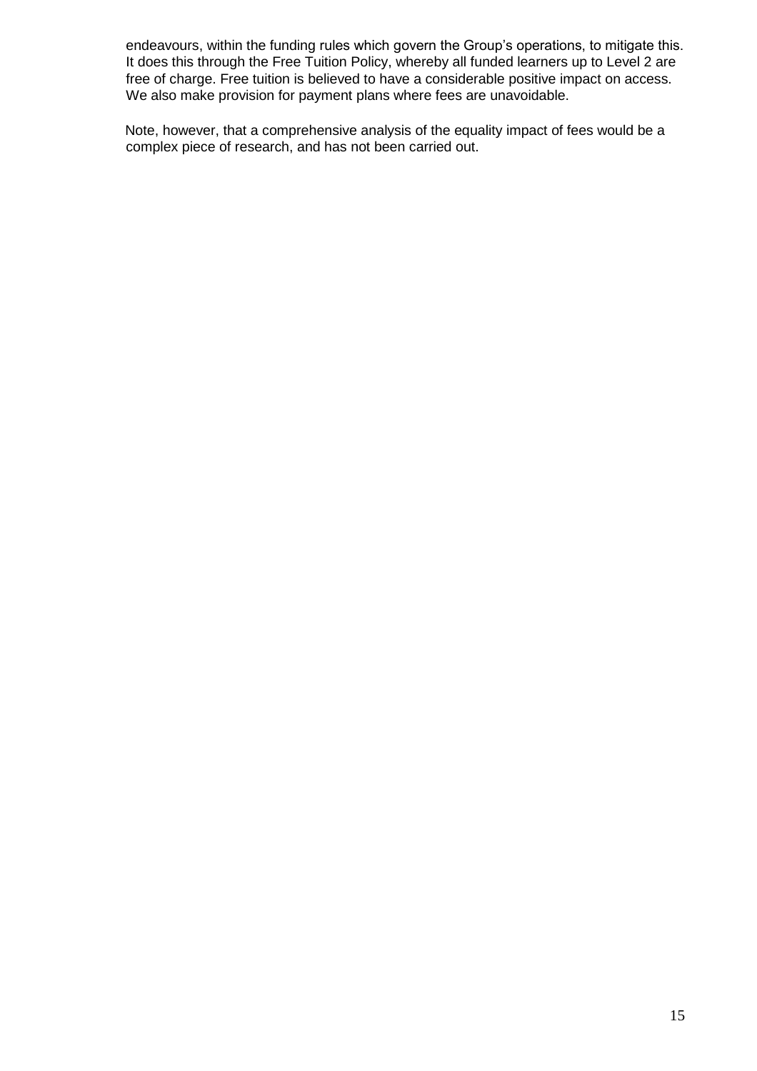endeavours, within the funding rules which govern the Group's operations, to mitigate this. It does this through the Free Tuition Policy, whereby all funded learners up to Level 2 are free of charge. Free tuition is believed to have a considerable positive impact on access. We also make provision for payment plans where fees are unavoidable.

Note, however, that a comprehensive analysis of the equality impact of fees would be a complex piece of research, and has not been carried out.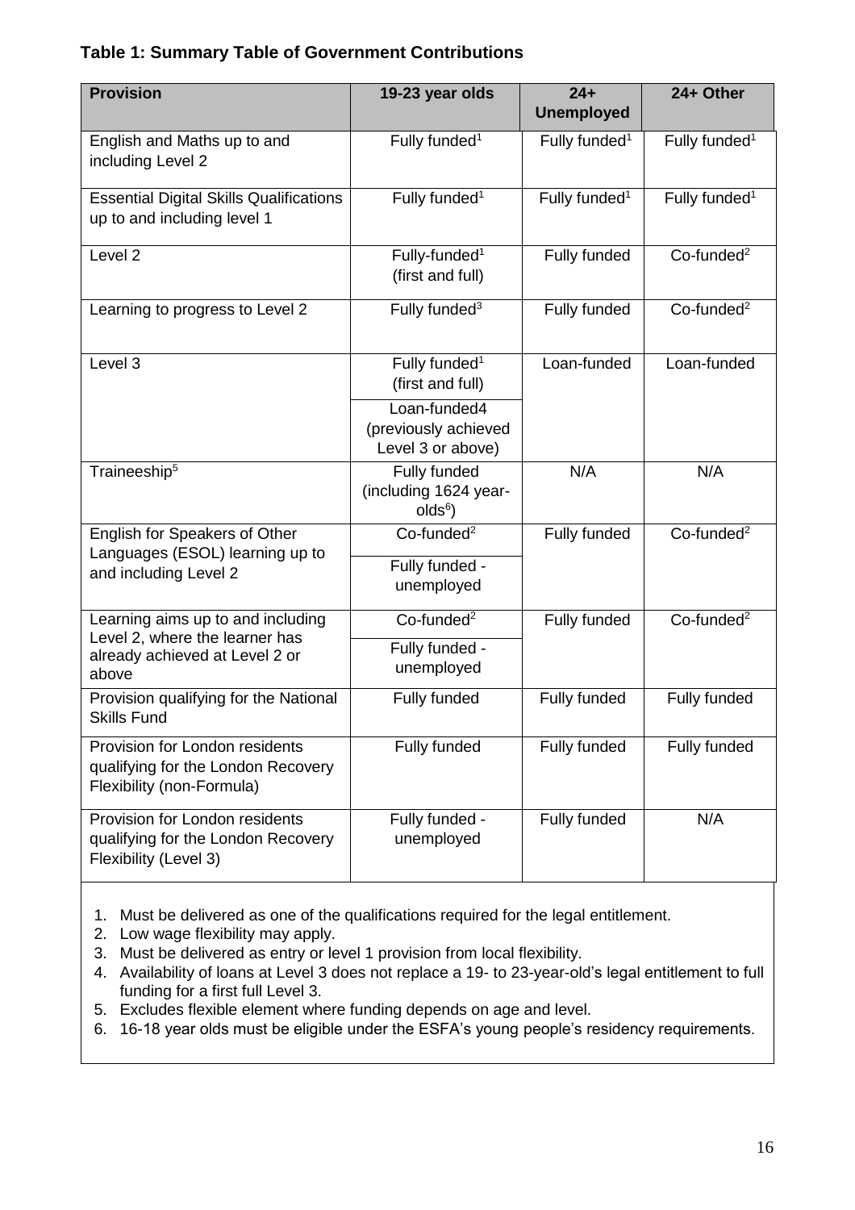**Table 1: Summary Table of Government Contributions**

| Provision | 19-23 year olds | 24+ Unemployed | 24+ Other |
|---|---|---|---|
| English and Maths up to and including Level 2 | Fully funded[1] | Fully funded[1] | Fully funded[1] |
| Essential Digital Skills Qualifications up to and including level 1 | Fully funded[1] | Fully funded[1] | Fully funded[1] |
| Level 2 | Fully-funded[1] (first and full) | Fully funded | Co-funded[2] |
| Learning to progress to Level 2 | Fully funded[3] | Fully funded | Co-funded[2] |
| Level 3 | Fully funded[1] (first and full)<br>Loan-funded4 (previously achieved Level 3 or above) | Loan-funded | Loan-funded |
| Traineeship[5] | Fully funded (including 1624 year-olds[6]) | N/A | N/A |
| English for Speakers of Other Languages (ESOL) learning up to and including Level 2 | Co-funded[2]<br>Fully funded - unemployed | Fully funded | Co-funded[2] |
| Learning aims up to and including Level 2, where the learner has already achieved at Level 2 or above | Co-funded[2]<br>Fully funded - unemployed | Fully funded | Co-funded[2] |
| Provision qualifying for the National Skills Fund | Fully funded | Fully funded | Fully funded |
| Provision for London residents qualifying for the London Recovery Flexibility (non-Formula) | Fully funded | Fully funded | Fully funded |
| Provision for London residents qualifying for the London Recovery Flexibility (Level 3) | Fully funded - unemployed | Fully funded | N/A |

1. Must be delivered as one of the qualifications required for the legal entitlement.
2. Low wage flexibility may apply.
3. Must be delivered as entry or level 1 provision from local flexibility.
4. Availability of loans at Level 3 does not replace a 19- to 23-year-old's legal entitlement to full funding for a first full Level 3.
5. Excludes flexible element where funding depends on age and level.
6. 16-18 year olds must be eligible under the ESFA's young people's residency requirements.